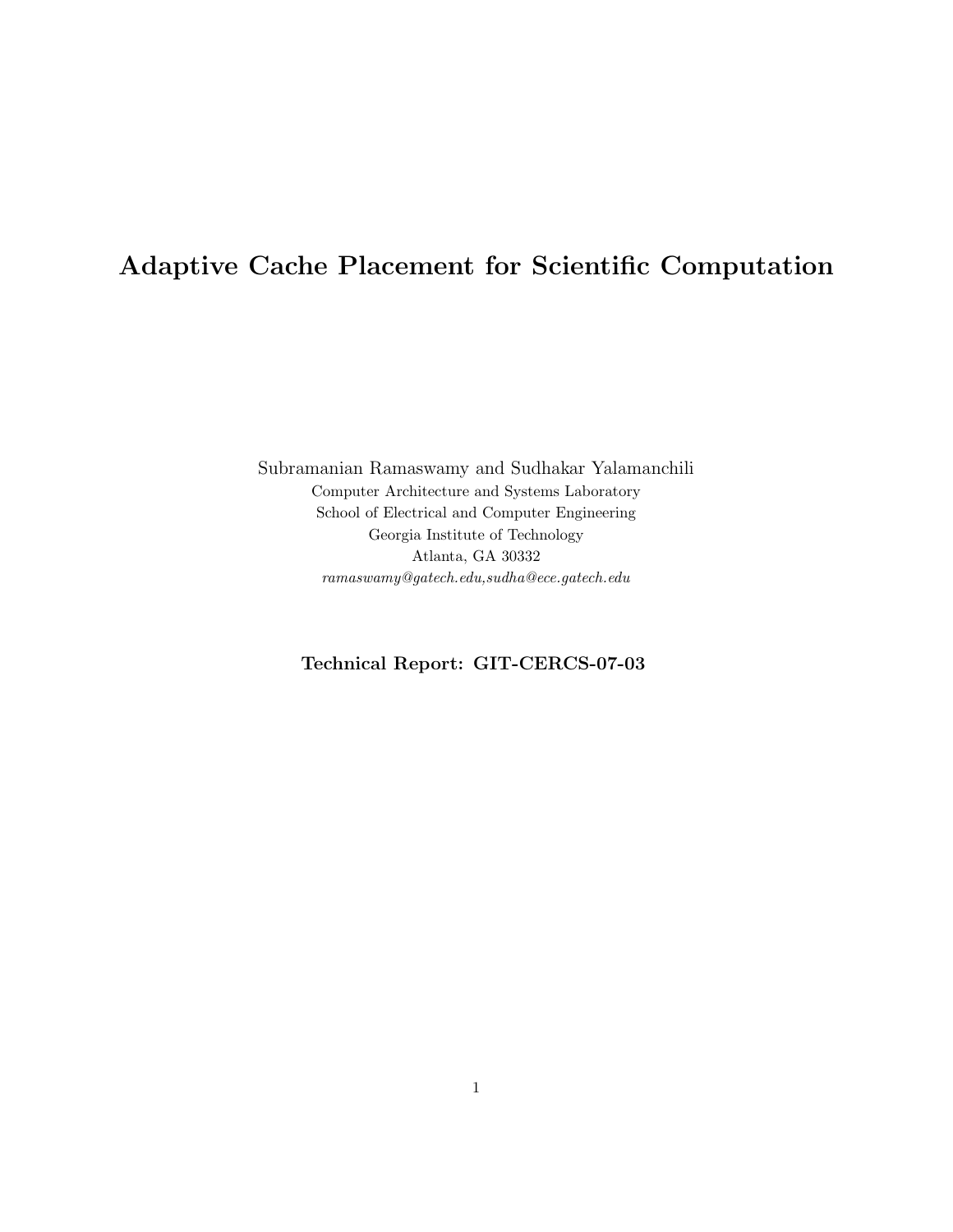# Adaptive Cache Placement for Scientific Computation

Subramanian Ramaswamy and Sudhakar Yalamanchili
Computer Architecture and Systems Laboratory
School of Electrical and Computer Engineering
Georgia Institute of Technology
Atlanta, GA 30332
*ramaswamy@gatech.edu,sudha@ece.gatech.edu*

**Technical Report: GIT-CERCS-07-03**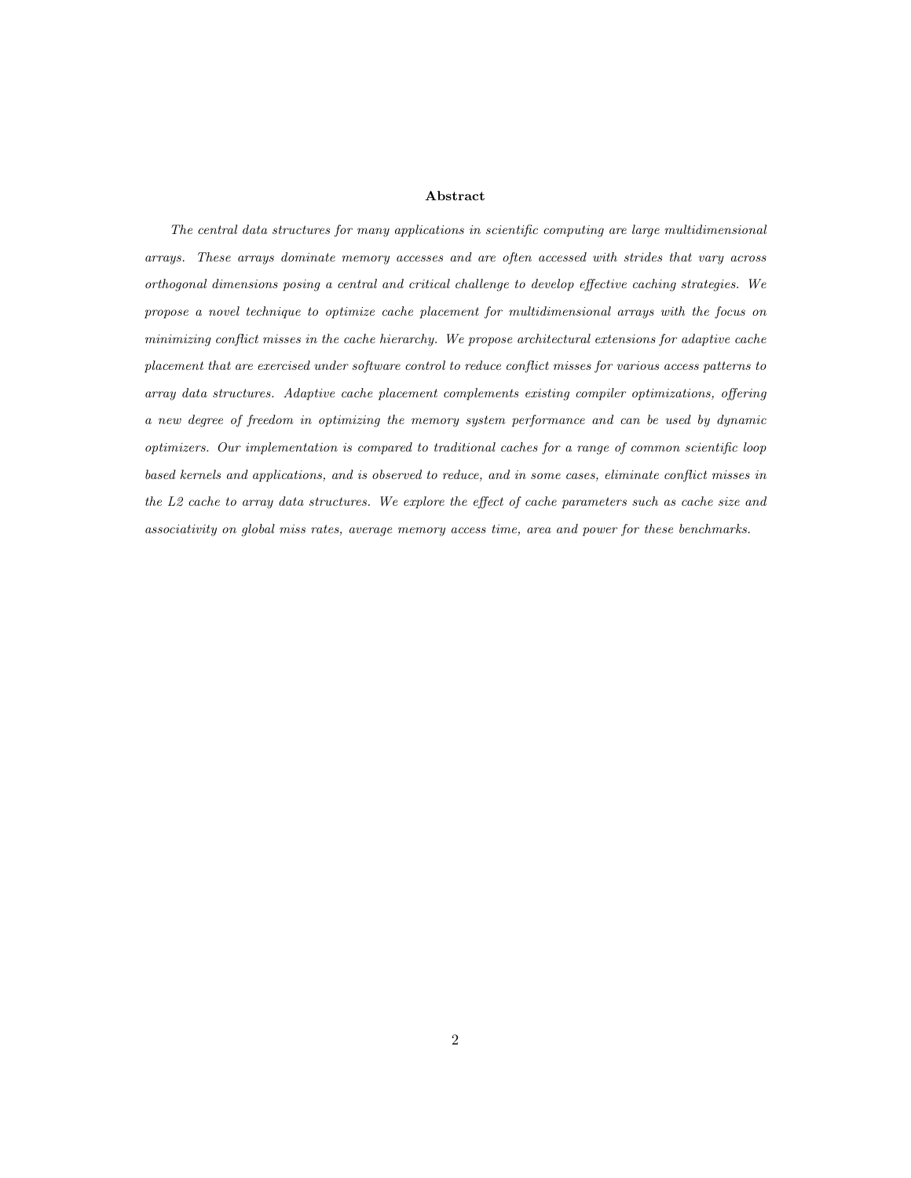**Abstract**

*The central data structures for many applications in scientific computing are large multidimensional arrays. These arrays dominate memory accesses and are often accessed with strides that vary across orthogonal dimensions posing a central and critical challenge to develop effective caching strategies. We propose a novel technique to optimize cache placement for multidimensional arrays with the focus on minimizing conflict misses in the cache hierarchy. We propose architectural extensions for adaptive cache placement that are exercised under software control to reduce conflict misses for various access patterns to array data structures. Adaptive cache placement complements existing compiler optimizations, offering a new degree of freedom in optimizing the memory system performance and can be used by dynamic optimizers. Our implementation is compared to traditional caches for a range of common scientific loop based kernels and applications, and is observed to reduce, and in some cases, eliminate conflict misses in the L2 cache to array data structures. We explore the effect of cache parameters such as cache size and associativity on global miss rates, average memory access time, area and power for these benchmarks.*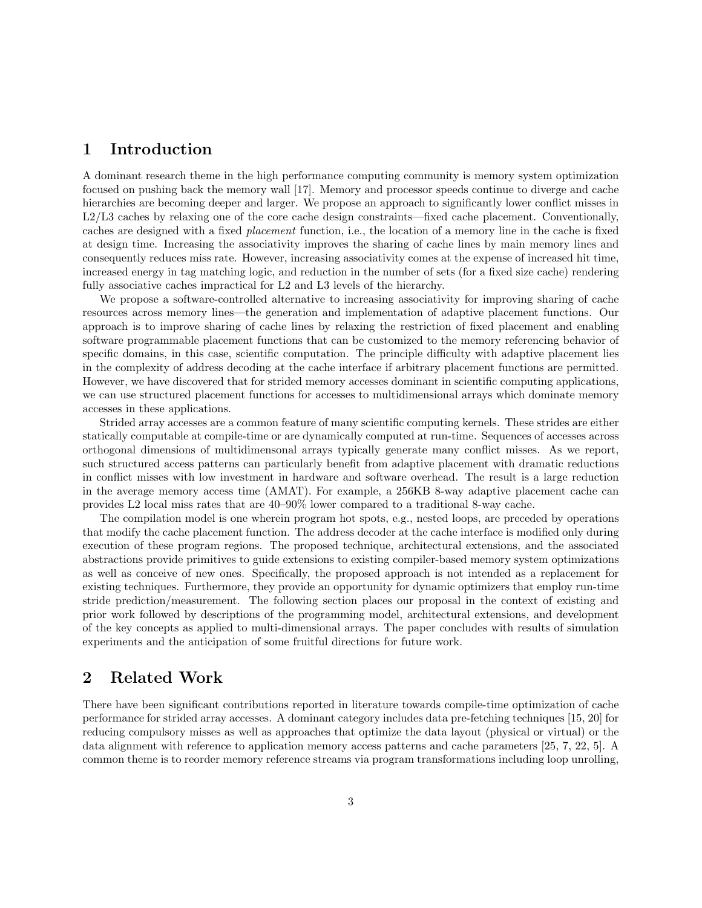## 1 Introduction

A dominant research theme in the high performance computing community is memory system optimization focused on pushing back the memory wall [17]. Memory and processor speeds continue to diverge and cache hierarchies are becoming deeper and larger. We propose an approach to significantly lower conflict misses in L2/L3 caches by relaxing one of the core cache design constraints—fixed cache placement. Conventionally, caches are designed with a fixed *placement* function, i.e., the location of a memory line in the cache is fixed at design time. Increasing the associativity improves the sharing of cache lines by main memory lines and consequently reduces miss rate. However, increasing associativity comes at the expense of increased hit time, increased energy in tag matching logic, and reduction in the number of sets (for a fixed size cache) rendering fully associative caches impractical for L2 and L3 levels of the hierarchy.

We propose a software-controlled alternative to increasing associativity for improving sharing of cache resources across memory lines—the generation and implementation of adaptive placement functions. Our approach is to improve sharing of cache lines by relaxing the restriction of fixed placement and enabling software programmable placement functions that can be customized to the memory referencing behavior of specific domains, in this case, scientific computation. The principle difficulty with adaptive placement lies in the complexity of address decoding at the cache interface if arbitrary placement functions are permitted. However, we have discovered that for strided memory accesses dominant in scientific computing applications, we can use structured placement functions for accesses to multidimensional arrays which dominate memory accesses in these applications.

Strided array accesses are a common feature of many scientific computing kernels. These strides are either statically computable at compile-time or are dynamically computed at run-time. Sequences of accesses across orthogonal dimensions of multidimensonal arrays typically generate many conflict misses. As we report, such structured access patterns can particularly benefit from adaptive placement with dramatic reductions in conflict misses with low investment in hardware and software overhead. The result is a large reduction in the average memory access time (AMAT). For example, a 256KB 8-way adaptive placement cache can provides L2 local miss rates that are 40–90% lower compared to a traditional 8-way cache.

The compilation model is one wherein program hot spots, e.g., nested loops, are preceded by operations that modify the cache placement function. The address decoder at the cache interface is modified only during execution of these program regions. The proposed technique, architectural extensions, and the associated abstractions provide primitives to guide extensions to existing compiler-based memory system optimizations as well as conceive of new ones. Specifically, the proposed approach is not intended as a replacement for existing techniques. Furthermore, they provide an opportunity for dynamic optimizers that employ run-time stride prediction/measurement. The following section places our proposal in the context of existing and prior work followed by descriptions of the programming model, architectural extensions, and development of the key concepts as applied to multi-dimensional arrays. The paper concludes with results of simulation experiments and the anticipation of some fruitful directions for future work.

## 2 Related Work

There have been significant contributions reported in literature towards compile-time optimization of cache performance for strided array accesses. A dominant category includes data pre-fetching techniques [15, 20] for reducing compulsory misses as well as approaches that optimize the data layout (physical or virtual) or the data alignment with reference to application memory access patterns and cache parameters [25, 7, 22, 5]. A common theme is to reorder memory reference streams via program transformations including loop unrolling,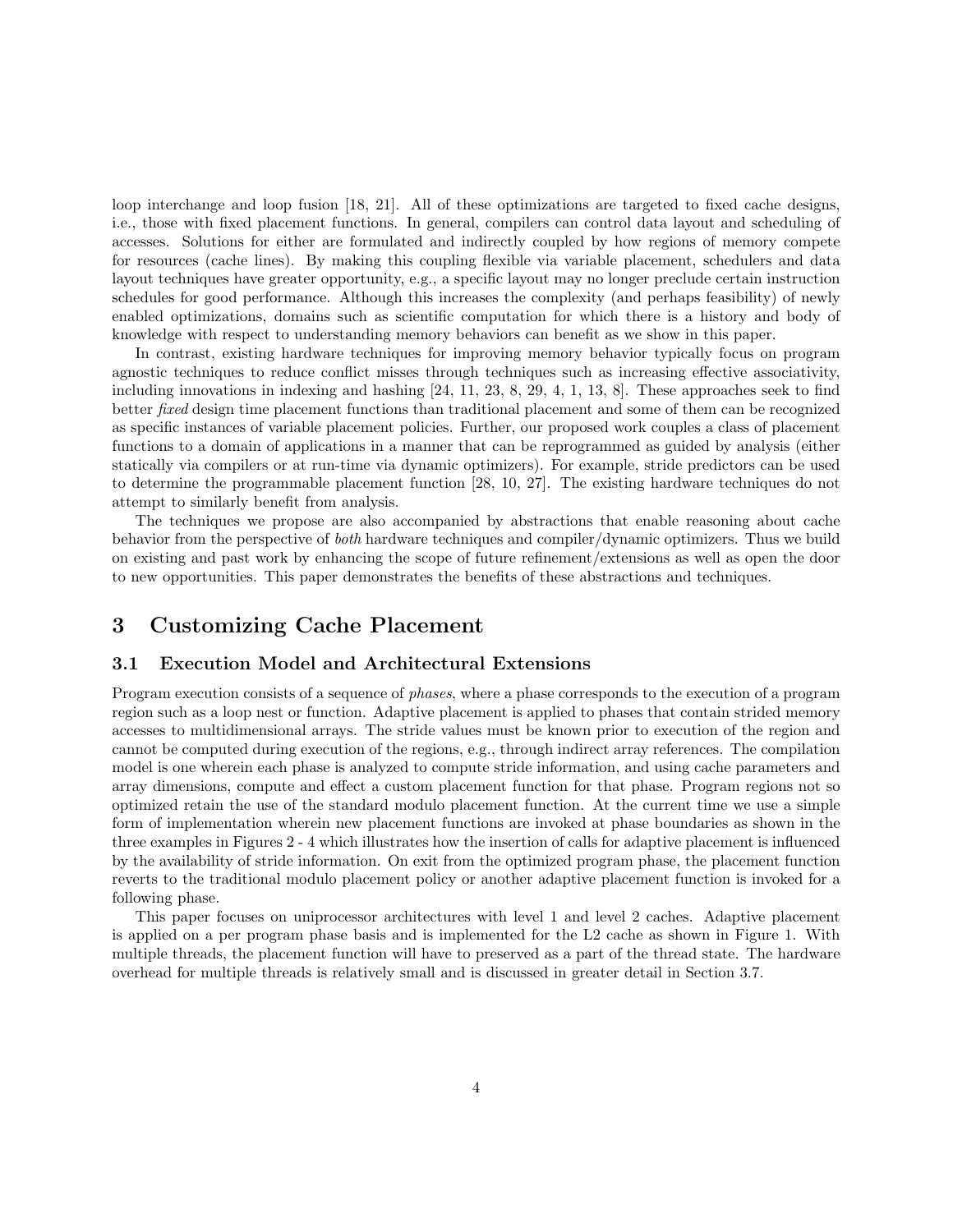loop interchange and loop fusion [18, 21]. All of these optimizations are targeted to fixed cache designs, i.e., those with fixed placement functions. In general, compilers can control data layout and scheduling of accesses. Solutions for either are formulated and indirectly coupled by how regions of memory compete for resources (cache lines). By making this coupling flexible via variable placement, schedulers and data layout techniques have greater opportunity, e.g., a specific layout may no longer preclude certain instruction schedules for good performance. Although this increases the complexity (and perhaps feasibility) of newly enabled optimizations, domains such as scientific computation for which there is a history and body of knowledge with respect to understanding memory behaviors can benefit as we show in this paper.

In contrast, existing hardware techniques for improving memory behavior typically focus on program agnostic techniques to reduce conflict misses through techniques such as increasing effective associativity, including innovations in indexing and hashing [24, 11, 23, 8, 29, 4, 1, 13, 8]. These approaches seek to find better *fixed* design time placement functions than traditional placement and some of them can be recognized as specific instances of variable placement policies. Further, our proposed work couples a class of placement functions to a domain of applications in a manner that can be reprogrammed as guided by analysis (either statically via compilers or at run-time via dynamic optimizers). For example, stride predictors can be used to determine the programmable placement function [28, 10, 27]. The existing hardware techniques do not attempt to similarly benefit from analysis.

The techniques we propose are also accompanied by abstractions that enable reasoning about cache behavior from the perspective of *both* hardware techniques and compiler/dynamic optimizers. Thus we build on existing and past work by enhancing the scope of future refinement/extensions as well as open the door to new opportunities. This paper demonstrates the benefits of these abstractions and techniques.

# 3 Customizing Cache Placement

## 3.1 Execution Model and Architectural Extensions

Program execution consists of a sequence of *phases*, where a phase corresponds to the execution of a program region such as a loop nest or function. Adaptive placement is applied to phases that contain strided memory accesses to multidimensional arrays. The stride values must be known prior to execution of the region and cannot be computed during execution of the regions, e.g., through indirect array references. The compilation model is one wherein each phase is analyzed to compute stride information, and using cache parameters and array dimensions, compute and effect a custom placement function for that phase. Program regions not so optimized retain the use of the standard modulo placement function. At the current time we use a simple form of implementation wherein new placement functions are invoked at phase boundaries as shown in the three examples in Figures 2 - 4 which illustrates how the insertion of calls for adaptive placement is influenced by the availability of stride information. On exit from the optimized program phase, the placement function reverts to the traditional modulo placement policy or another adaptive placement function is invoked for a following phase.

This paper focuses on uniprocessor architectures with level 1 and level 2 caches. Adaptive placement is applied on a per program phase basis and is implemented for the L2 cache as shown in Figure 1. With multiple threads, the placement function will have to preserved as a part of the thread state. The hardware overhead for multiple threads is relatively small and is discussed in greater detail in Section 3.7.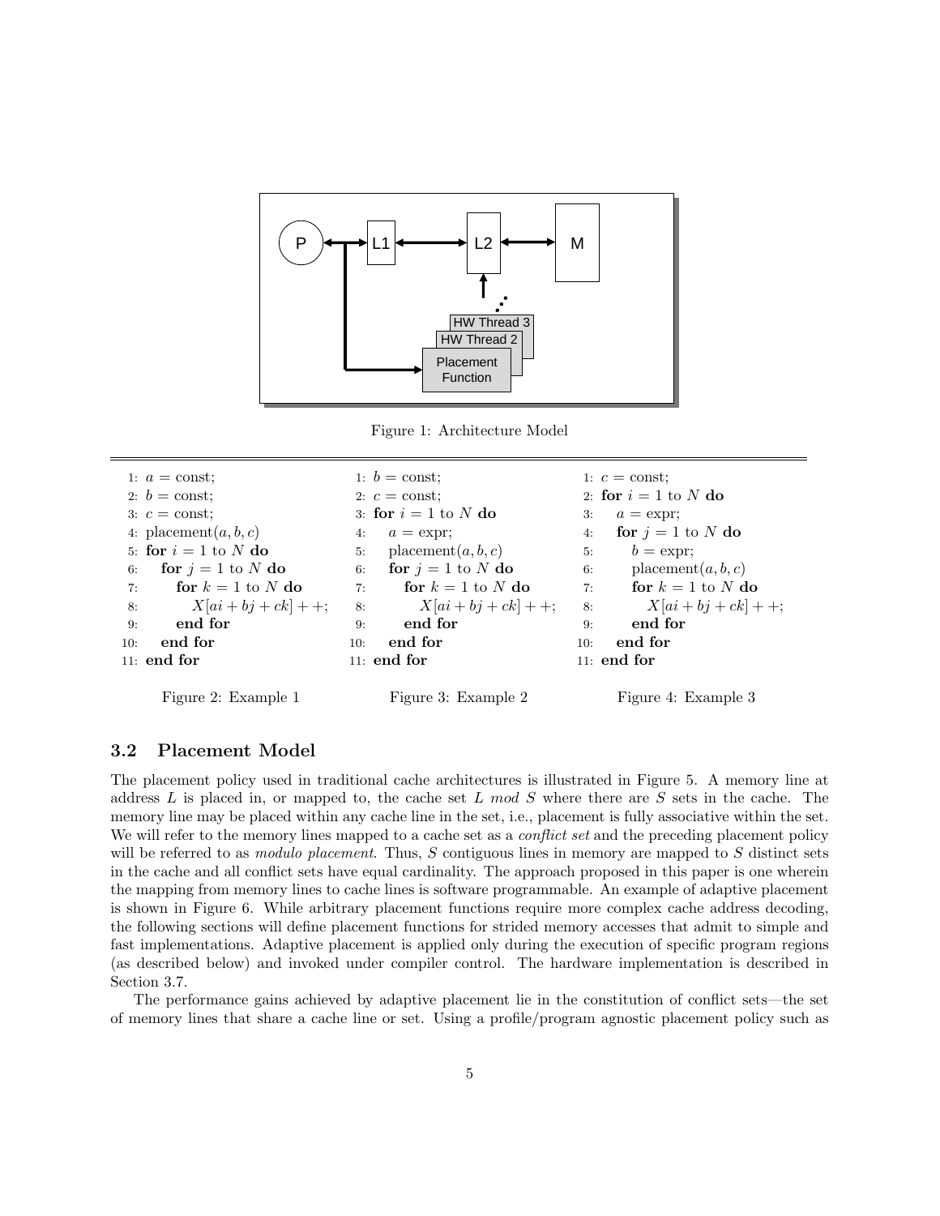Figure 1: Architecture Model

```
1: a = const;
2: b = const;
3: c = const;
4: placement(a, b, c)
5: for i = 1 to N do
6:    for j = 1 to N do
7:       for k = 1 to N do
8:          X[ai + bj + ck] + +;
9:       end for
10:   end for
11: end for
```

Figure 2: Example 1

```
1: b = const;
2: c = const;
3: for i = 1 to N do
4:    a = expr;
5:    placement(a, b, c)
6:    for j = 1 to N do
7:       for k = 1 to N do
8:          X[ai + bj + ck] + +;
9:       end for
10:   end for
11: end for
```

Figure 3: Example 2

```
1: c = const;
2: for i = 1 to N do
3:    a = expr;
4:    for j = 1 to N do
5:       b = expr;
6:       placement(a, b, c)
7:       for k = 1 to N do
8:          X[ai + bj + ck] + +;
9:       end for
10:   end for
11: end for
```

Figure 4: Example 3

### 3.2 Placement Model

The placement policy used in traditional cache architectures is illustrated in Figure 5. A memory line at address $L$ is placed in, or mapped to, the cache set $L \bmod S$ where there are $S$ sets in the cache. The memory line may be placed within any cache line in the set, i.e., placement is fully associative within the set. We will refer to the memory lines mapped to a cache set as a *conflict set* and the preceding placement policy will be referred to as *modulo placement*. Thus, $S$ contiguous lines in memory are mapped to $S$ distinct sets in the cache and all conflict sets have equal cardinality. The approach proposed in this paper is one wherein the mapping from memory lines to cache lines is software programmable. An example of adaptive placement is shown in Figure 6. While arbitrary placement functions require more complex cache address decoding, the following sections will define placement functions for strided memory accesses that admit to simple and fast implementations. Adaptive placement is applied only during the execution of specific program regions (as described below) and invoked under compiler control. The hardware implementation is described in Section 3.7.

The performance gains achieved by adaptive placement lie in the constitution of conflict sets—the set of memory lines that share a cache line or set. Using a profile/program agnostic placement policy such as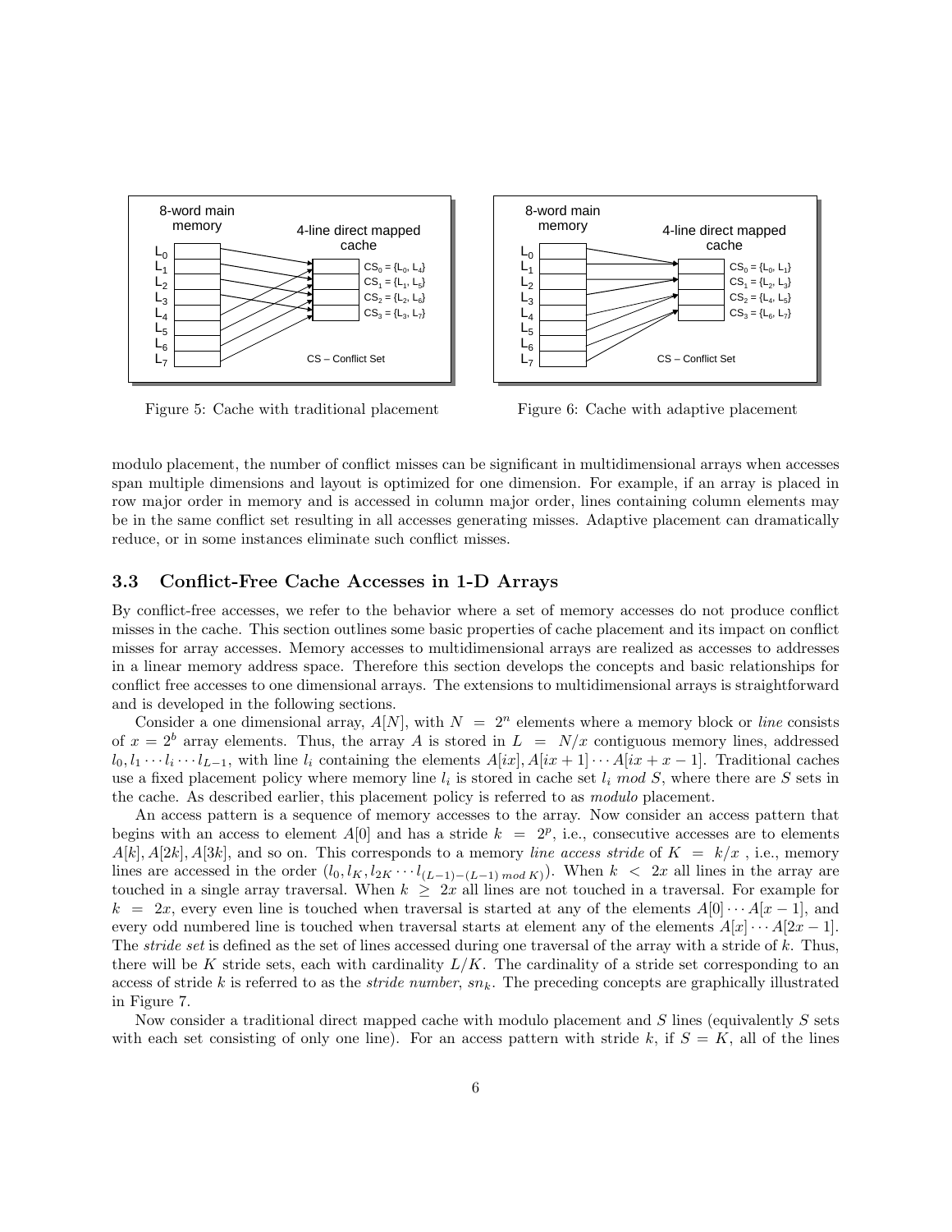Figure 5: Cache with traditional placement

Figure 6: Cache with adaptive placement

modulo placement, the number of conflict misses can be significant in multidimensional arrays when accesses span multiple dimensions and layout is optimized for one dimension. For example, if an array is placed in row major order in memory and is accessed in column major order, lines containing column elements may be in the same conflict set resulting in all accesses generating misses. Adaptive placement can dramatically reduce, or in some instances eliminate such conflict misses.

### 3.3 Conflict-Free Cache Accesses in 1-D Arrays

By conflict-free accesses, we refer to the behavior where a set of memory accesses do not produce conflict misses in the cache. This section outlines some basic properties of cache placement and its impact on conflict misses for array accesses. Memory accesses to multidimensional arrays are realized as accesses to addresses in a linear memory address space. Therefore this section develops the concepts and basic relationships for conflict free accesses to one dimensional arrays. The extensions to multidimensional arrays is straightforward and is developed in the following sections.

Consider a one dimensional array, $A[N]$, with $N = 2^n$ elements where a memory block or *line* consists of $x = 2^b$ array elements. Thus, the array $A$ is stored in $L = N/x$ contiguous memory lines, addressed $l_0, l_1 \cdots l_i \cdots l_{L-1}$, with line $l_i$ containing the elements $A[ix], A[ix+1] \cdots A[ix+x-1]$. Traditional caches use a fixed placement policy where memory line $l_i$ is stored in cache set $l_i \ mod \ S$, where there are $S$ sets in the cache. As described earlier, this placement policy is referred to as *modulo* placement.

An access pattern is a sequence of memory accesses to the array. Now consider an access pattern that begins with an access to element $A[0]$ and has a stride $k = 2^p$, i.e., consecutive accesses are to elements $A[k], A[2k], A[3k]$, and so on. This corresponds to a memory *line access stride* of $K = k/x$ , i.e., memory lines are accessed in the order $(l_0, l_K, l_{2K} \cdots l_{(L-1)-(L-1) \ mod \ K)})$. When $k < 2x$ all lines in the array are touched in a single array traversal. When $k \geq 2x$ all lines are not touched in a traversal. For example for $k = 2x$, every even line is touched when traversal is started at any of the elements $A[0] \cdots A[x-1]$, and every odd numbered line is touched when traversal starts at element any of the elements $A[x] \cdots A[2x-1]$. The *stride set* is defined as the set of lines accessed during one traversal of the array with a stride of $k$. Thus, there will be $K$ stride sets, each with cardinality $L/K$. The cardinality of a stride set corresponding to an access of stride $k$ is referred to as the *stride number*, $sn_k$. The preceding concepts are graphically illustrated in Figure 7.

Now consider a traditional direct mapped cache with modulo placement and $S$ lines (equivalently $S$ sets with each set consisting of only one line). For an access pattern with stride $k$, if $S = K$, all of the lines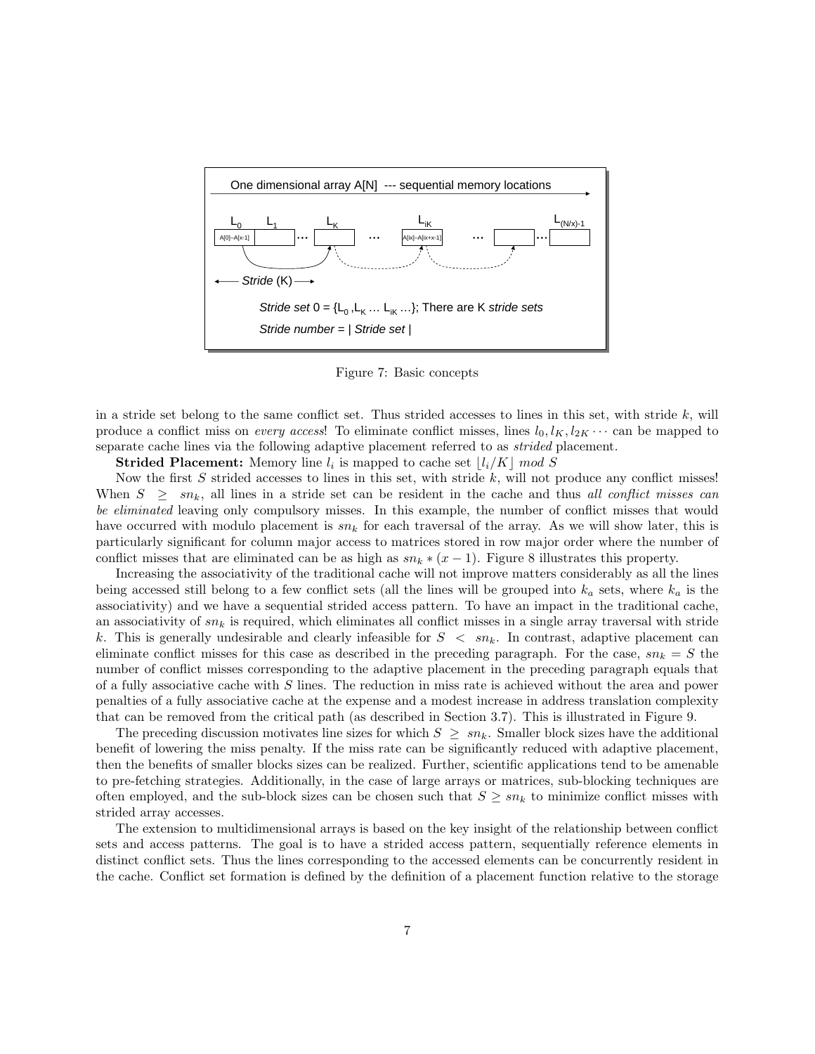Figure 7: Basic concepts

in a stride set belong to the same conflict set. Thus strided accesses to lines in this set, with stride $k$, will produce a conflict miss on *every access*! To eliminate conflict misses, lines $l_0, l_K, l_{2K} \cdots$ can be mapped to separate cache lines via the following adaptive placement referred to as *strided* placement.

**Strided Placement:** Memory line $l_i$ is mapped to cache set $\lfloor l_i/K \rfloor \ mod \ S$

Now the first $S$ strided accesses to lines in this set, with stride $k$, will not produce any conflict misses! When $S \geq sn_k$, all lines in a stride set can be resident in the cache and thus *all conflict misses can be eliminated* leaving only compulsory misses. In this example, the number of conflict misses that would have occurred with modulo placement is $sn_k$ for each traversal of the array. As we will show later, this is particularly significant for column major access to matrices stored in row major order where the number of conflict misses that are eliminated can be as high as $sn_k * (x-1)$. Figure 8 illustrates this property.

Increasing the associativity of the traditional cache will not improve matters considerably as all the lines being accessed still belong to a few conflict sets (all the lines will be grouped into $k_a$ sets, where $k_a$ is the associativity) and we have a sequential strided access pattern. To have an impact in the traditional cache, an associativity of $sn_k$ is required, which eliminates all conflict misses in a single array traversal with stride $k$. This is generally undesirable and clearly infeasible for $S < sn_k$. In contrast, adaptive placement can eliminate conflict misses for this case as described in the preceding paragraph. For the case, $sn_k = S$ the number of conflict misses corresponding to the adaptive placement in the preceding paragraph equals that of a fully associative cache with $S$ lines. The reduction in miss rate is achieved without the area and power penalties of a fully associative cache at the expense and a modest increase in address translation complexity that can be removed from the critical path (as described in Section 3.7). This is illustrated in Figure 9.

The preceding discussion motivates line sizes for which $S \geq sn_k$. Smaller block sizes have the additional benefit of lowering the miss penalty. If the miss rate can be significantly reduced with adaptive placement, then the benefits of smaller blocks sizes can be realized. Further, scientific applications tend to be amenable to pre-fetching strategies. Additionally, in the case of large arrays or matrices, sub-blocking techniques are often employed, and the sub-block sizes can be chosen such that $S \geq sn_k$ to minimize conflict misses with strided array accesses.

The extension to multidimensional arrays is based on the key insight of the relationship between conflict sets and access patterns. The goal is to have a strided access pattern, sequentially reference elements in distinct conflict sets. Thus the lines corresponding to the accessed elements can be concurrently resident in the cache. Conflict set formation is defined by the definition of a placement function relative to the storage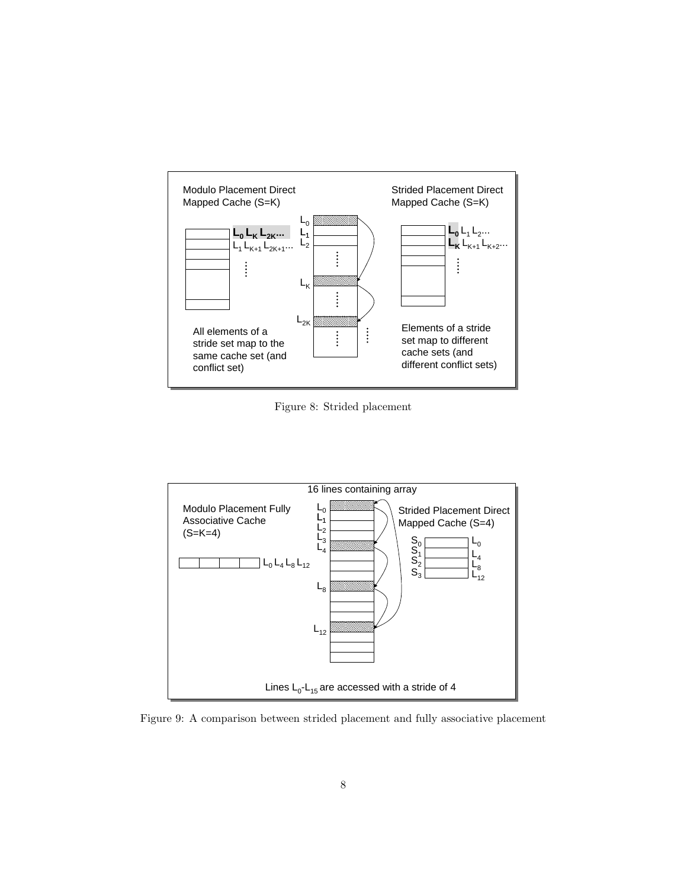Figure 8: Strided placement

Figure 9: A comparison between strided placement and fully associative placement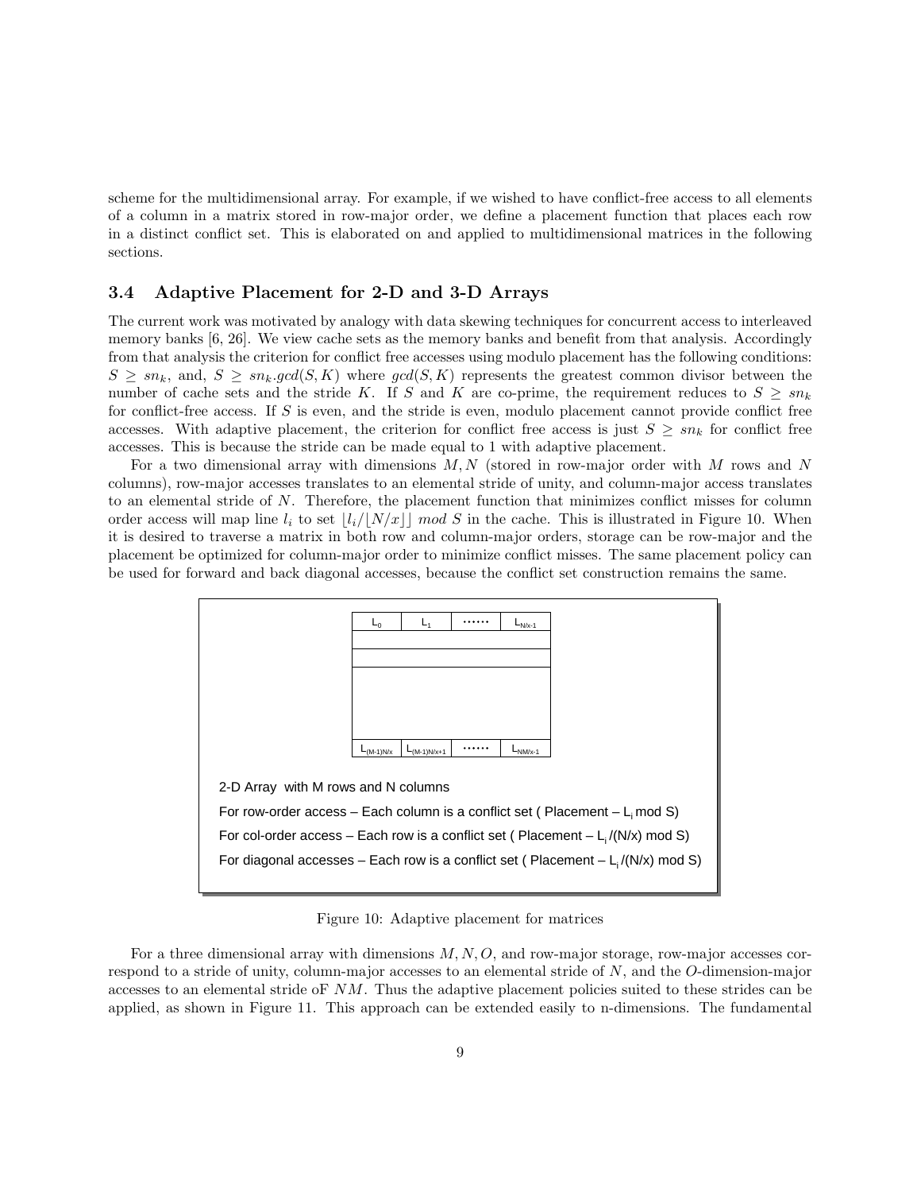scheme for the multidimensional array. For example, if we wished to have conflict-free access to all elements of a column in a matrix stored in row-major order, we define a placement function that places each row in a distinct conflict set. This is elaborated on and applied to multidimensional matrices in the following sections.

### 3.4 Adaptive Placement for 2-D and 3-D Arrays

The current work was motivated by analogy with data skewing techniques for concurrent access to interleaved memory banks [6, 26]. We view cache sets as the memory banks and benefit from that analysis. Accordingly from that analysis the criterion for conflict free accesses using modulo placement has the following conditions: $S \geq sn_k$, and, $S \geq sn_k.gcd(S, K)$ where $gcd(S, K)$ represents the greatest common divisor between the number of cache sets and the stride $K$. If $S$ and $K$ are co-prime, the requirement reduces to $S \geq sn_k$ for conflict-free access. If $S$ is even, and the stride is even, modulo placement cannot provide conflict free accesses. With adaptive placement, the criterion for conflict free access is just $S \geq sn_k$ for conflict free accesses. This is because the stride can be made equal to 1 with adaptive placement.

For a two dimensional array with dimensions $M, N$ (stored in row-major order with $M$ rows and $N$ columns), row-major accesses translates to an elemental stride of unity, and column-major access translates to an elemental stride of $N$. Therefore, the placement function that minimizes conflict misses for column order access will map line $l_i$ to set $\lfloor l_i / \lfloor N/x \rfloor \rfloor \ mod \ S$ in the cache. This is illustrated in Figure 10. When it is desired to traverse a matrix in both row and column-major orders, storage can be row-major and the placement be optimized for column-major order to minimize conflict misses. The same placement policy can be used for forward and back diagonal accesses, because the conflict set construction remains the same.

| $L_0$ | $L_1$ | ...... | $L_{N/x-1}$ |
|---|---|---|---|
| | | | |
| | | | |
| | | | |
| $L_{(M-1)N/x}$ | $L_{(M-1)N/x+1}$ | ...... | $L_{NM/x-1}$ |

2-D Array with M rows and N columns

For row-order access – Each column is a conflict set ( Placement – $L_i$ mod S)

For col-order access – Each row is a conflict set ( Placement – $L_i$/(N/x) mod S)

For diagonal accesses – Each row is a conflict set ( Placement – $L_i$/(N/x) mod S)

Figure 10: Adaptive placement for matrices

For a three dimensional array with dimensions $M, N, O$, and row-major storage, row-major accesses correspond to a stride of unity, column-major accesses to an elemental stride of $N$, and the $O$-dimension-major accesses to an elemental stride oF $NM$. Thus the adaptive placement policies suited to these strides can be applied, as shown in Figure 11. This approach can be extended easily to n-dimensions. The fundamental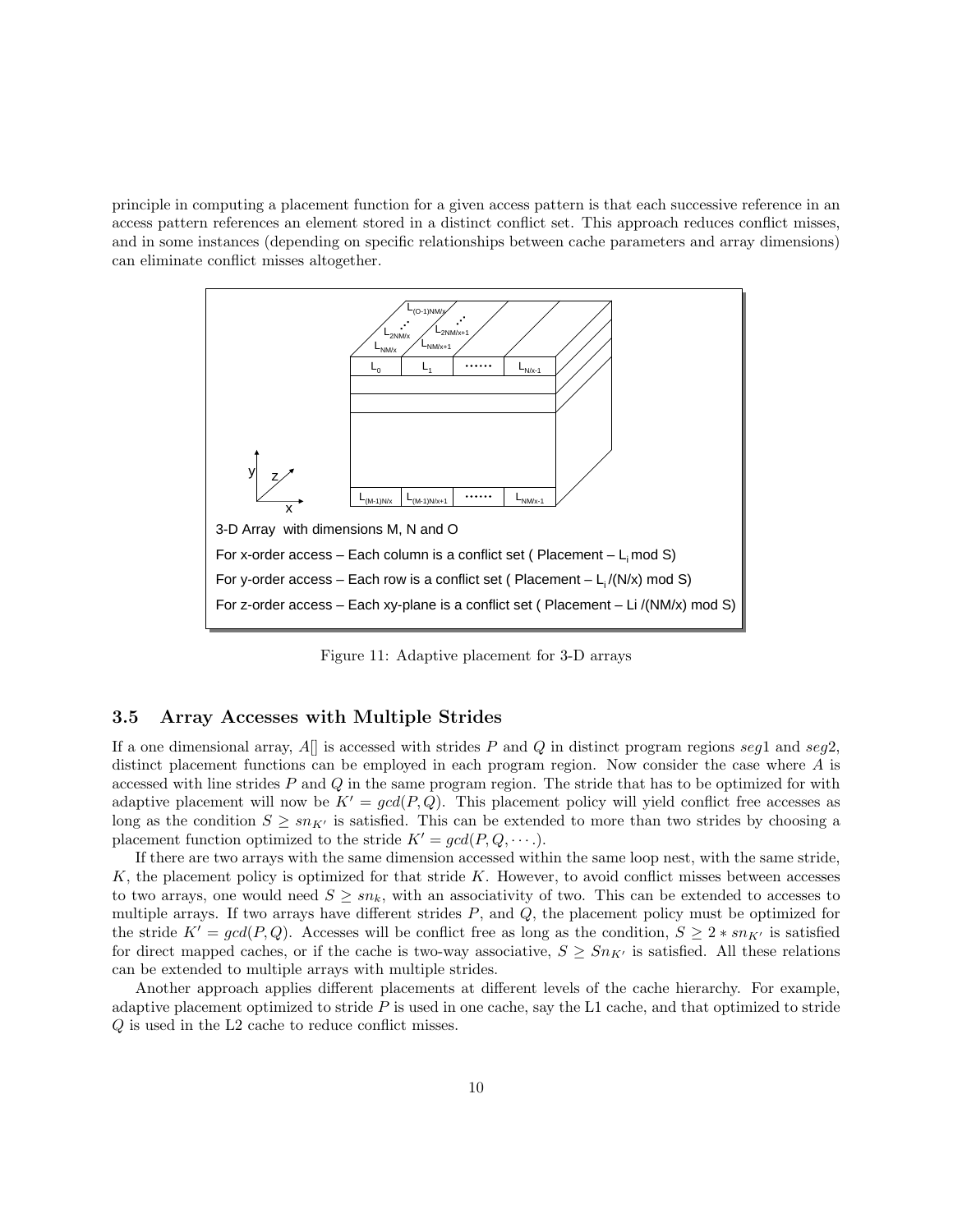principle in computing a placement function for a given access pattern is that each successive reference in an access pattern references an element stored in a distinct conflict set. This approach reduces conflict misses, and in some instances (depending on specific relationships between cache parameters and array dimensions) can eliminate conflict misses altogether.

3-D Array with dimensions M, N and O

For x-order access – Each column is a conflict set ( Placement – $L_i$ mod S)

For y-order access – Each row is a conflict set ( Placement – $L_i$ /(N/x) mod S)

For z-order access – Each xy-plane is a conflict set ( Placement – Li /(NM/x) mod S)

Figure 11: Adaptive placement for 3-D arrays

### 3.5 Array Accesses with Multiple Strides

If a one dimensional array, $A[]$ is accessed with strides $P$ and $Q$ in distinct program regions $seg1$ and $seg2$, distinct placement functions can be employed in each program region. Now consider the case where $A$ is accessed with line strides $P$ and $Q$ in the same program region. The stride that has to be optimized for with adaptive placement will now be $K' = gcd(P, Q)$. This placement policy will yield conflict free accesses as long as the condition $S \geq sn_{K'}$ is satisfied. This can be extended to more than two strides by choosing a placement function optimized to the stride $K' = gcd(P, Q, \cdots.)$.

If there are two arrays with the same dimension accessed within the same loop nest, with the same stride, $K$, the placement policy is optimized for that stride $K$. However, to avoid conflict misses between accesses to two arrays, one would need $S \geq sn_k$, with an associativity of two. This can be extended to accesses to multiple arrays. If two arrays have different strides $P$, and $Q$, the placement policy must be optimized for the stride $K' = gcd(P, Q)$. Accesses will be conflict free as long as the condition, $S \geq 2 * sn_{K'}$ is satisfied for direct mapped caches, or if the cache is two-way associative, $S \geq Sn_{K'}$ is satisfied. All these relations can be extended to multiple arrays with multiple strides.

Another approach applies different placements at different levels of the cache hierarchy. For example, adaptive placement optimized to stride $P$ is used in one cache, say the L1 cache, and that optimized to stride $Q$ is used in the L2 cache to reduce conflict misses.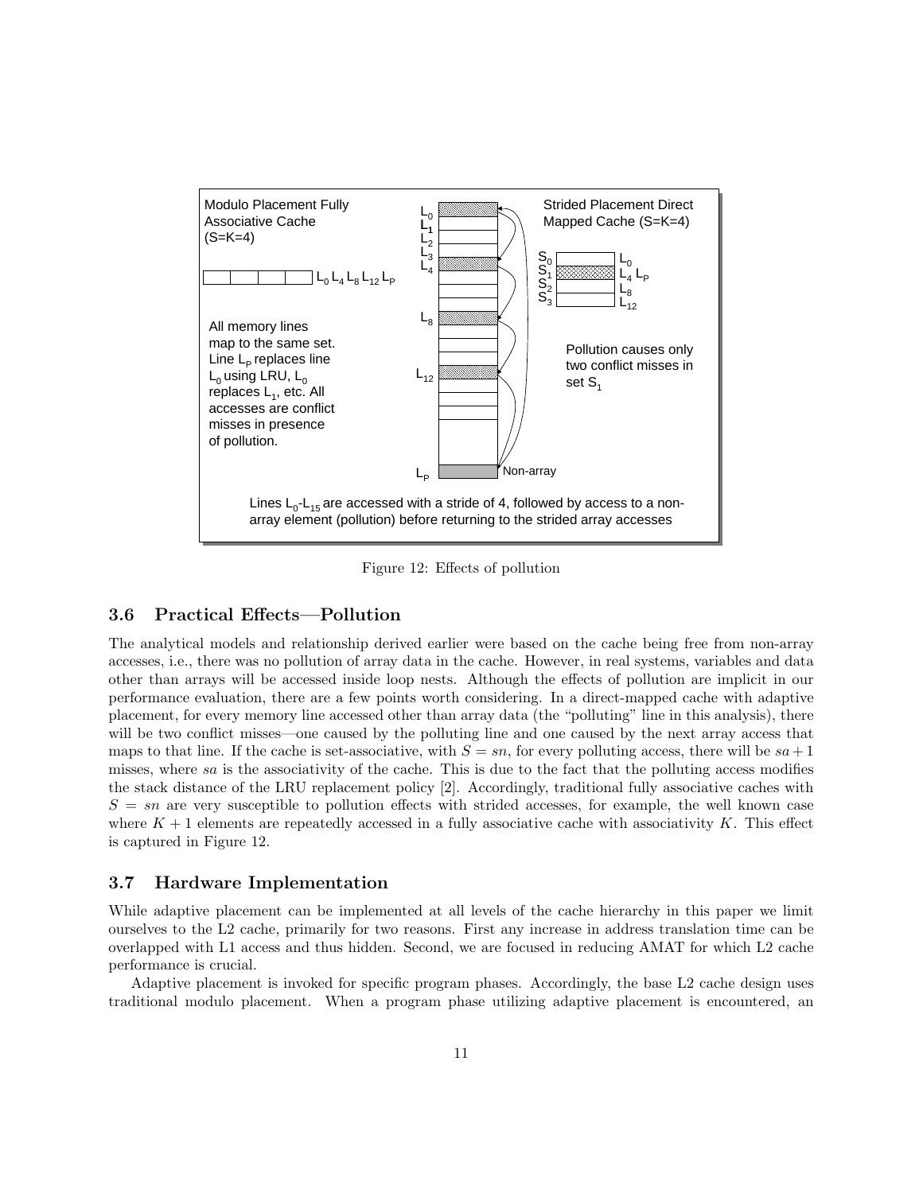Figure 12: Effects of pollution

### 3.6 Practical Effects—Pollution

The analytical models and relationship derived earlier were based on the cache being free from non-array accesses, i.e., there was no pollution of array data in the cache. However, in real systems, variables and data other than arrays will be accessed inside loop nests. Although the effects of pollution are implicit in our performance evaluation, there are a few points worth considering. In a direct-mapped cache with adaptive placement, for every memory line accessed other than array data (the "polluting" line in this analysis), there will be two conflict misses—one caused by the polluting line and one caused by the next array access that maps to that line. If the cache is set-associative, with $S = sn$, for every polluting access, there will be $sa + 1$ misses, where $sa$ is the associativity of the cache. This is due to the fact that the polluting access modifies the stack distance of the LRU replacement policy [2]. Accordingly, traditional fully associative caches with $S = sn$ are very susceptible to pollution effects with strided accesses, for example, the well known case where $K + 1$ elements are repeatedly accessed in a fully associative cache with associativity $K$. This effect is captured in Figure 12.

### 3.7 Hardware Implementation

While adaptive placement can be implemented at all levels of the cache hierarchy in this paper we limit ourselves to the L2 cache, primarily for two reasons. First any increase in address translation time can be overlapped with L1 access and thus hidden. Second, we are focused in reducing AMAT for which L2 cache performance is crucial.

Adaptive placement is invoked for specific program phases. Accordingly, the base L2 cache design uses traditional modulo placement. When a program phase utilizing adaptive placement is encountered, an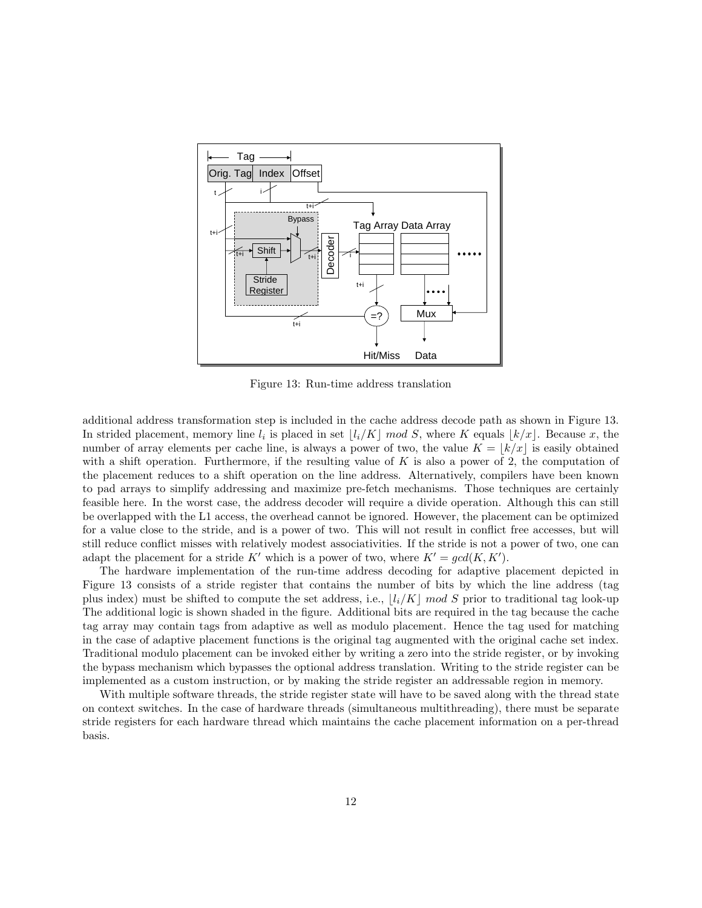Figure 13: Run-time address translation

additional address transformation step is included in the cache address decode path as shown in Figure 13. In strided placement, memory line $l_i$ is placed in set $\lfloor l_i/K \rfloor \ mod \ S$, where $K$ equals $\lfloor k/x \rfloor$. Because $x$, the number of array elements per cache line, is always a power of two, the value $K = \lfloor k/x \rfloor$ is easily obtained with a shift operation. Furthermore, if the resulting value of $K$ is also a power of 2, the computation of the placement reduces to a shift operation on the line address. Alternatively, compilers have been known to pad arrays to simplify addressing and maximize pre-fetch mechanisms. Those techniques are certainly feasible here. In the worst case, the address decoder will require a divide operation. Although this can still be overlapped with the L1 access, the overhead cannot be ignored. However, the placement can be optimized for a value close to the stride, and is a power of two. This will not result in conflict free accesses, but will still reduce conflict misses with relatively modest associativities. If the stride is not a power of two, one can adapt the placement for a stride $K'$ which is a power of two, where $K' = gcd(K, K')$.

The hardware implementation of the run-time address decoding for adaptive placement depicted in Figure 13 consists of a stride register that contains the number of bits by which the line address (tag plus index) must be shifted to compute the set address, i.e., $\lfloor l_i/K \rfloor \ mod \ S$ prior to traditional tag look-up The additional logic is shown shaded in the figure. Additional bits are required in the tag because the cache tag array may contain tags from adaptive as well as modulo placement. Hence the tag used for matching in the case of adaptive placement functions is the original tag augmented with the original cache set index. Traditional modulo placement can be invoked either by writing a zero into the stride register, or by invoking the bypass mechanism which bypasses the optional address translation. Writing to the stride register can be implemented as a custom instruction, or by making the stride register an addressable region in memory.

With multiple software threads, the stride register state will have to be saved along with the thread state on context switches. In the case of hardware threads (simultaneous multithreading), there must be separate stride registers for each hardware thread which maintains the cache placement information on a per-thread basis.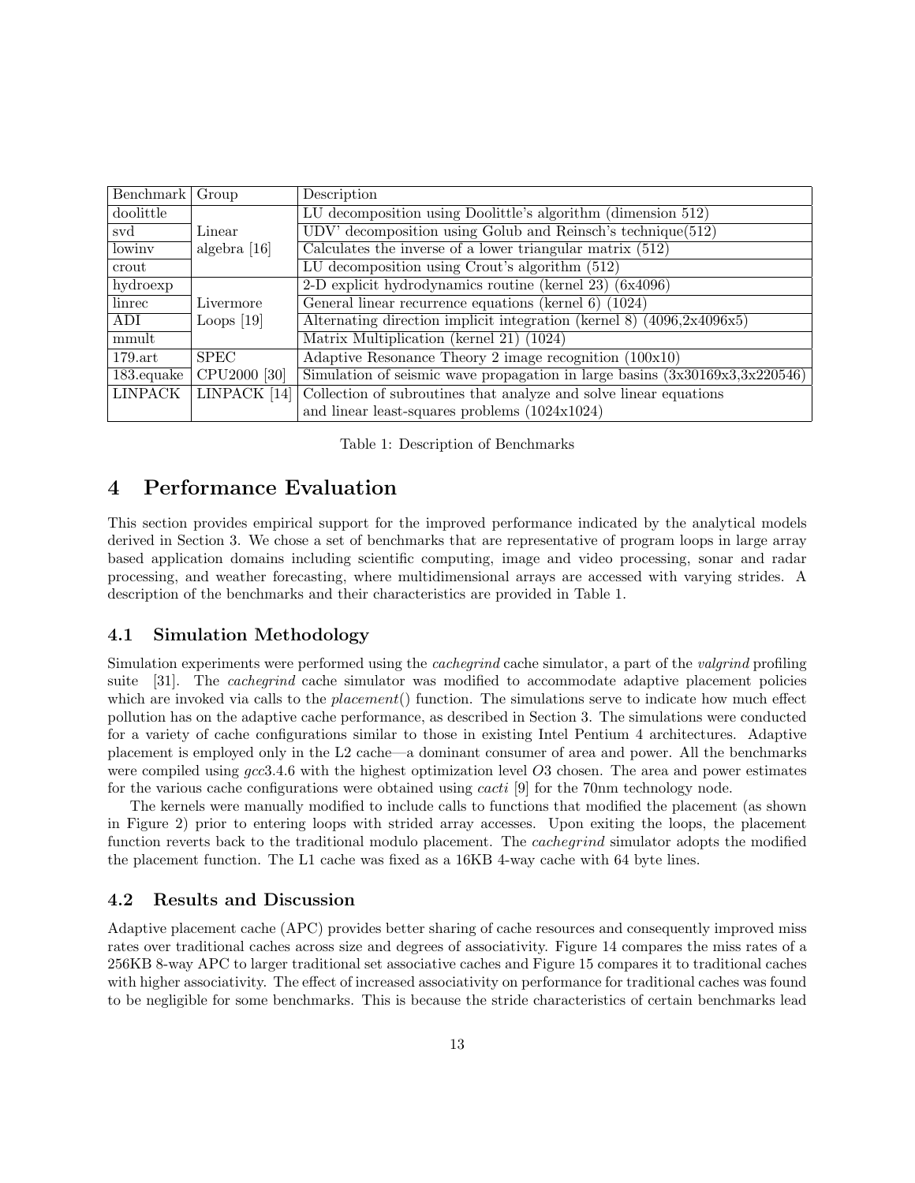| Benchmark | Group | Description |
|---|---|---|
| doolittle | Linear algebra [16] | LU decomposition using Doolittle's algorithm (dimension 512) |
| svd | | UDV' decomposition using Golub and Reinsch's technique(512) |
| lowinv | | Calculates the inverse of a lower triangular matrix (512) |
| crout | | LU decomposition using Crout's algorithm (512) |
| hydroexp | Livermore Loops [19] | 2-D explicit hydrodynamics routine (kernel 23) (6x4096) |
| linrec | | General linear recurrence equations (kernel 6) (1024) |
| ADI | | Alternating direction implicit integration (kernel 8) (4096,2x4096x5) |
| mmult | | Matrix Multiplication (kernel 21) (1024) |
| 179.art | SPEC CPU2000 [30] | Adaptive Resonance Theory 2 image recognition (100x10) |
| 183.equake | | Simulation of seismic wave propagation in large basins (3x30169x3,3x220546) |
| LINPACK | LINPACK [14] | Collection of subroutines that analyze and solve linear equations and linear least-squares problems (1024x1024) |

Table 1: Description of Benchmarks

# 4 Performance Evaluation

This section provides empirical support for the improved performance indicated by the analytical models derived in Section 3. We chose a set of benchmarks that are representative of program loops in large array based application domains including scientific computing, image and video processing, sonar and radar processing, and weather forecasting, where multidimensional arrays are accessed with varying strides. A description of the benchmarks and their characteristics are provided in Table 1.

## 4.1 Simulation Methodology

Simulation experiments were performed using the *cachegrind* cache simulator, a part of the *valgrind* profiling suite [31]. The *cachegrind* cache simulator was modified to accommodate adaptive placement policies which are invoked via calls to the *placement*() function. The simulations serve to indicate how much effect pollution has on the adaptive cache performance, as described in Section 3. The simulations were conducted for a variety of cache configurations similar to those in existing Intel Pentium 4 architectures. Adaptive placement is employed only in the L2 cache—a dominant consumer of area and power. All the benchmarks were compiled using *gcc*3.4.6 with the highest optimization level *O*3 chosen. The area and power estimates for the various cache configurations were obtained using *cacti* [9] for the 70nm technology node.

The kernels were manually modified to include calls to functions that modified the placement (as shown in Figure 2) prior to entering loops with strided array accesses. Upon exiting the loops, the placement function reverts back to the traditional modulo placement. The *cachegrind* simulator adopts the modified the placement function. The L1 cache was fixed as a 16KB 4-way cache with 64 byte lines.

## 4.2 Results and Discussion

Adaptive placement cache (APC) provides better sharing of cache resources and consequently improved miss rates over traditional caches across size and degrees of associativity. Figure 14 compares the miss rates of a 256KB 8-way APC to larger traditional set associative caches and Figure 15 compares it to traditional caches with higher associativity. The effect of increased associativity on performance for traditional caches was found to be negligible for some benchmarks. This is because the stride characteristics of certain benchmarks lead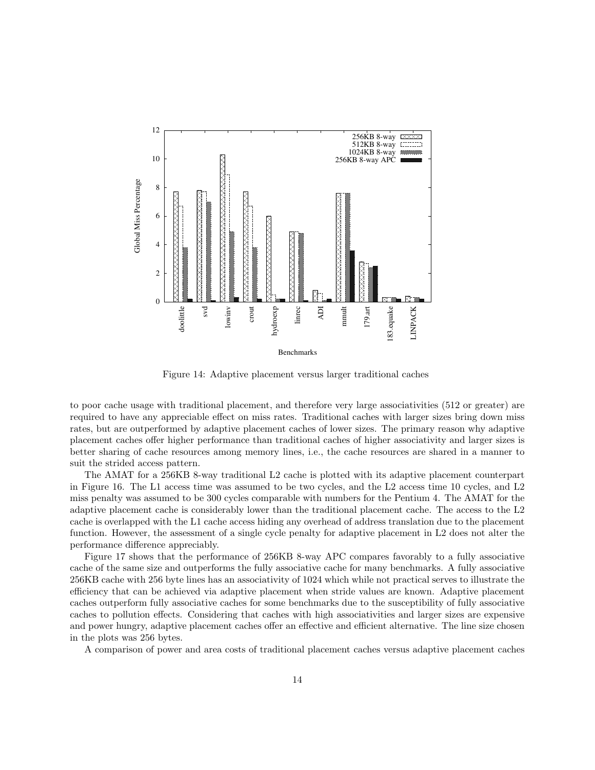Figure 14: Adaptive placement versus larger traditional caches

to poor cache usage with traditional placement, and therefore very large associativities (512 or greater) are required to have any appreciable effect on miss rates. Traditional caches with larger sizes bring down miss rates, but are outperformed by adaptive placement caches of lower sizes. The primary reason why adaptive placement caches offer higher performance than traditional caches of higher associativity and larger sizes is better sharing of cache resources among memory lines, i.e., the cache resources are shared in a manner to suit the strided access pattern.

The AMAT for a 256KB 8-way traditional L2 cache is plotted with its adaptive placement counterpart in Figure 16. The L1 access time was assumed to be two cycles, and the L2 access time 10 cycles, and L2 miss penalty was assumed to be 300 cycles comparable with numbers for the Pentium 4. The AMAT for the adaptive placement cache is considerably lower than the traditional placement cache. The access to the L2 cache is overlapped with the L1 cache access hiding any overhead of address translation due to the placement function. However, the assessment of a single cycle penalty for adaptive placement in L2 does not alter the performance difference appreciably.

Figure 17 shows that the performance of 256KB 8-way APC compares favorably to a fully associative cache of the same size and outperforms the fully associative cache for many benchmarks. A fully associative 256KB cache with 256 byte lines has an associativity of 1024 which while not practical serves to illustrate the efficiency that can be achieved via adaptive placement when stride values are known. Adaptive placement caches outperform fully associative caches for some benchmarks due to the susceptibility of fully associative caches to pollution effects. Considering that caches with high associativities and larger sizes are expensive and power hungry, adaptive placement caches offer an effective and efficient alternative. The line size chosen in the plots was 256 bytes.

A comparison of power and area costs of traditional placement caches versus adaptive placement caches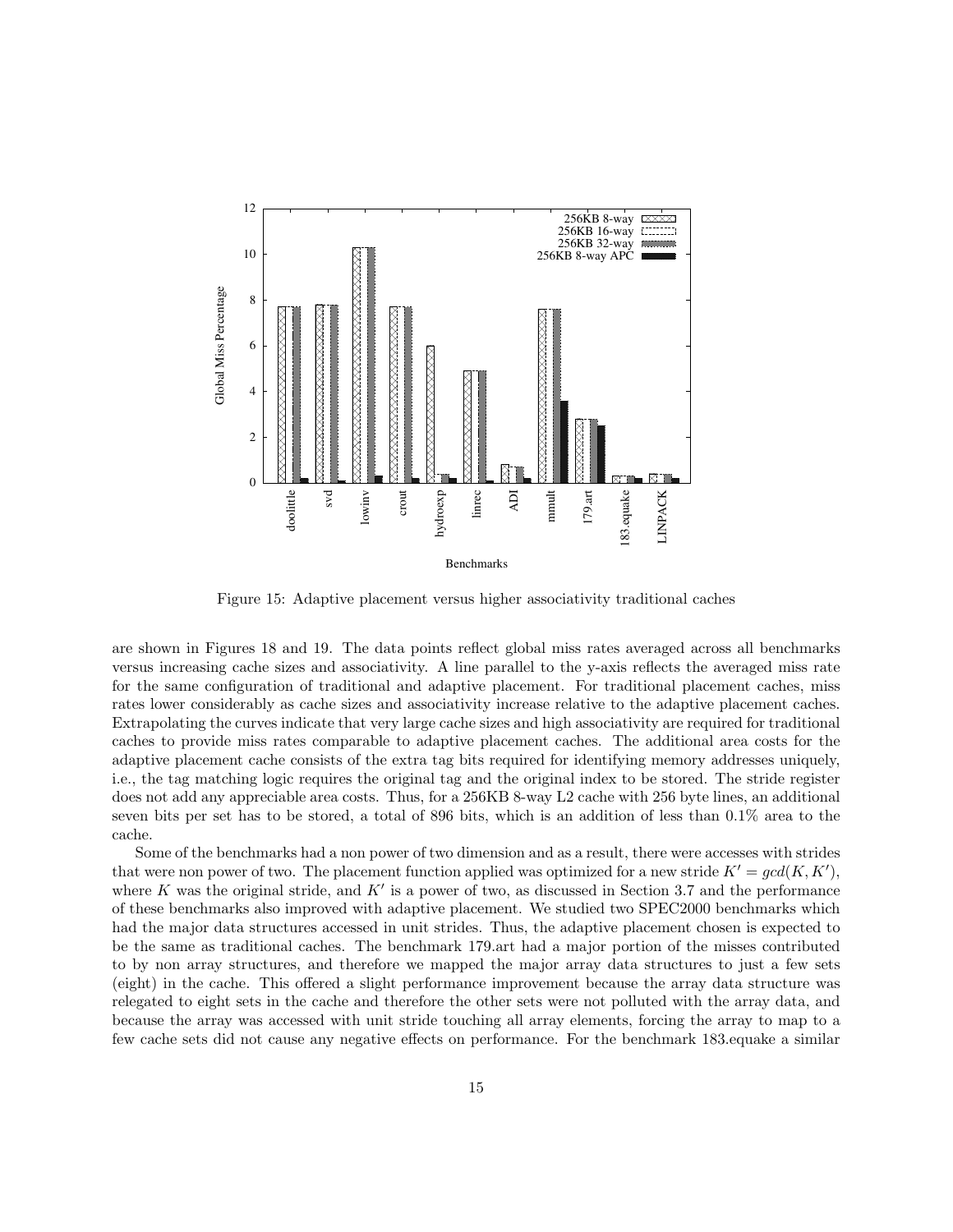Figure 15: Adaptive placement versus higher associativity traditional caches

are shown in Figures 18 and 19. The data points reflect global miss rates averaged across all benchmarks versus increasing cache sizes and associativity. A line parallel to the y-axis reflects the averaged miss rate for the same configuration of traditional and adaptive placement. For traditional placement caches, miss rates lower considerably as cache sizes and associativity increase relative to the adaptive placement caches. Extrapolating the curves indicate that very large cache sizes and high associativity are required for traditional caches to provide miss rates comparable to adaptive placement caches. The additional area costs for the adaptive placement cache consists of the extra tag bits required for identifying memory addresses uniquely, i.e., the tag matching logic requires the original tag and the original index to be stored. The stride register does not add any appreciable area costs. Thus, for a 256KB 8-way L2 cache with 256 byte lines, an additional seven bits per set has to be stored, a total of 896 bits, which is an addition of less than 0.1% area to the cache.

Some of the benchmarks had a non power of two dimension and as a result, there were accesses with strides that were non power of two. The placement function applied was optimized for a new stride $K' = gcd(K, K')$, where $K$ was the original stride, and $K'$ is a power of two, as discussed in Section 3.7 and the performance of these benchmarks also improved with adaptive placement. We studied two SPEC2000 benchmarks which had the major data structures accessed in unit strides. Thus, the adaptive placement chosen is expected to be the same as traditional caches. The benchmark 179.art had a major portion of the misses contributed to by non array structures, and therefore we mapped the major array data structures to just a few sets (eight) in the cache. This offered a slight performance improvement because the array data structure was relegated to eight sets in the cache and therefore the other sets were not polluted with the array data, and because the array was accessed with unit stride touching all array elements, forcing the array to map to a few cache sets did not cause any negative effects on performance. For the benchmark 183.equake a similar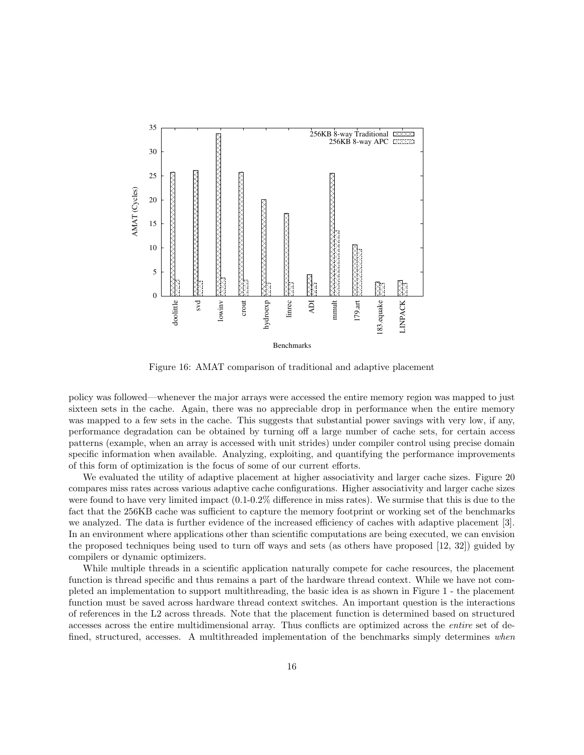Figure 16: AMAT comparison of traditional and adaptive placement

policy was followed—whenever the major arrays were accessed the entire memory region was mapped to just sixteen sets in the cache. Again, there was no appreciable drop in performance when the entire memory was mapped to a few sets in the cache. This suggests that substantial power savings with very low, if any, performance degradation can be obtained by turning off a large number of cache sets, for certain access patterns (example, when an array is accessed with unit strides) under compiler control using precise domain specific information when available. Analyzing, exploiting, and quantifying the performance improvements of this form of optimization is the focus of some of our current efforts.

We evaluated the utility of adaptive placement at higher associativity and larger cache sizes. Figure 20 compares miss rates across various adaptive cache configurations. Higher associativity and larger cache sizes were found to have very limited impact (0.1-0.2% difference in miss rates). We surmise that this is due to the fact that the 256KB cache was sufficient to capture the memory footprint or working set of the benchmarks we analyzed. The data is further evidence of the increased efficiency of caches with adaptive placement [3]. In an environment where applications other than scientific computations are being executed, we can envision the proposed techniques being used to turn off ways and sets (as others have proposed [12, 32]) guided by compilers or dynamic optimizers.

While multiple threads in a scientific application naturally compete for cache resources, the placement function is thread specific and thus remains a part of the hardware thread context. While we have not completed an implementation to support multithreading, the basic idea is as shown in Figure 1 - the placement function must be saved across hardware thread context switches. An important question is the interactions of references in the L2 across threads. Note that the placement function is determined based on structured accesses across the entire multidimensional array. Thus conflicts are optimized across the *entire* set of defined, structured, accesses. A multithreaded implementation of the benchmarks simply determines *when*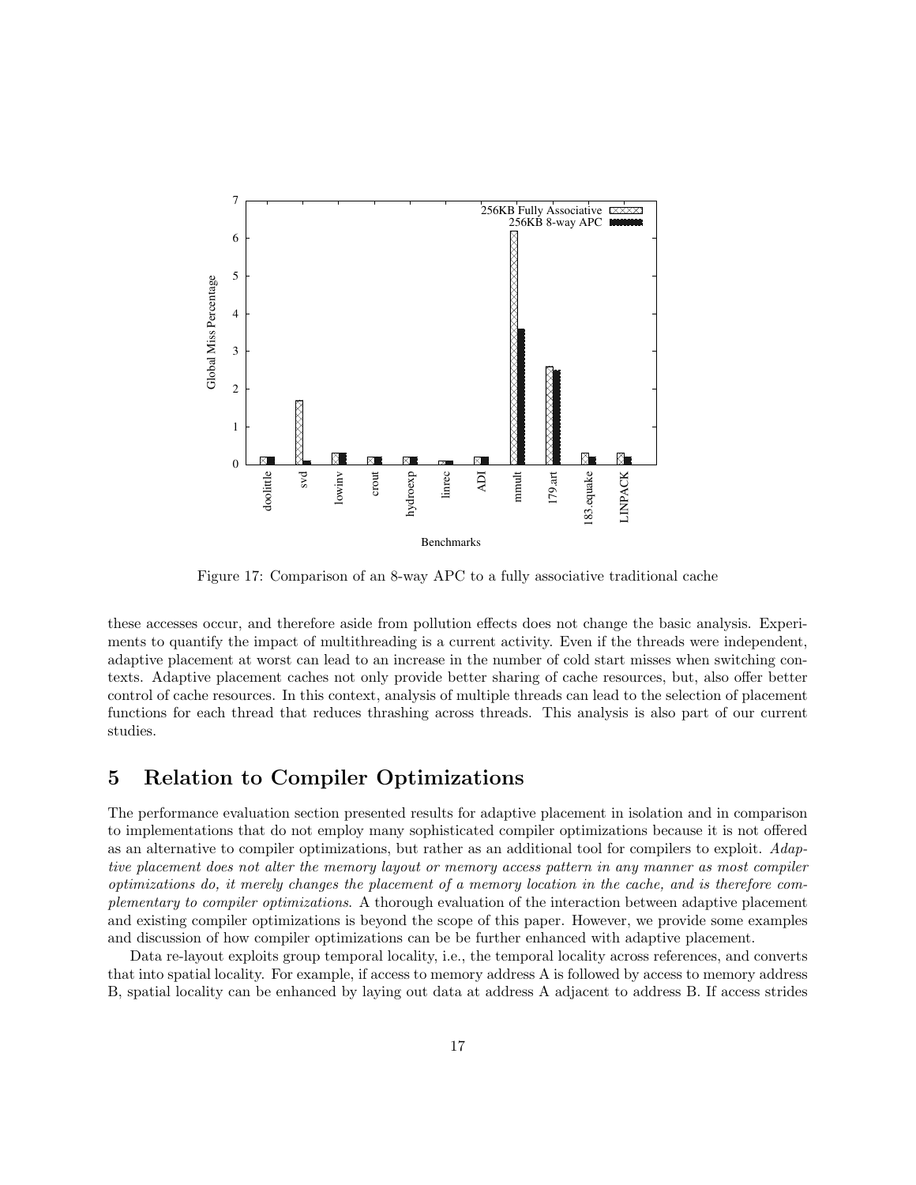Figure 17: Comparison of an 8-way APC to a fully associative traditional cache

these accesses occur, and therefore aside from pollution effects does not change the basic analysis. Experiments to quantify the impact of multithreading is a current activity. Even if the threads were independent, adaptive placement at worst can lead to an increase in the number of cold start misses when switching contexts. Adaptive placement caches not only provide better sharing of cache resources, but, also offer better control of cache resources. In this context, analysis of multiple threads can lead to the selection of placement functions for each thread that reduces thrashing across threads. This analysis is also part of our current studies.

# 5 Relation to Compiler Optimizations

The performance evaluation section presented results for adaptive placement in isolation and in comparison to implementations that do not employ many sophisticated compiler optimizations because it is not offered as an alternative to compiler optimizations, but rather as an additional tool for compilers to exploit. *Adaptive placement does not alter the memory layout or memory access pattern in any manner as most compiler optimizations do, it merely changes the placement of a memory location in the cache, and is therefore complementary to compiler optimizations.* A thorough evaluation of the interaction between adaptive placement and existing compiler optimizations is beyond the scope of this paper. However, we provide some examples and discussion of how compiler optimizations can be be further enhanced with adaptive placement.

Data re-layout exploits group temporal locality, i.e., the temporal locality across references, and converts that into spatial locality. For example, if access to memory address A is followed by access to memory address B, spatial locality can be enhanced by laying out data at address A adjacent to address B. If access strides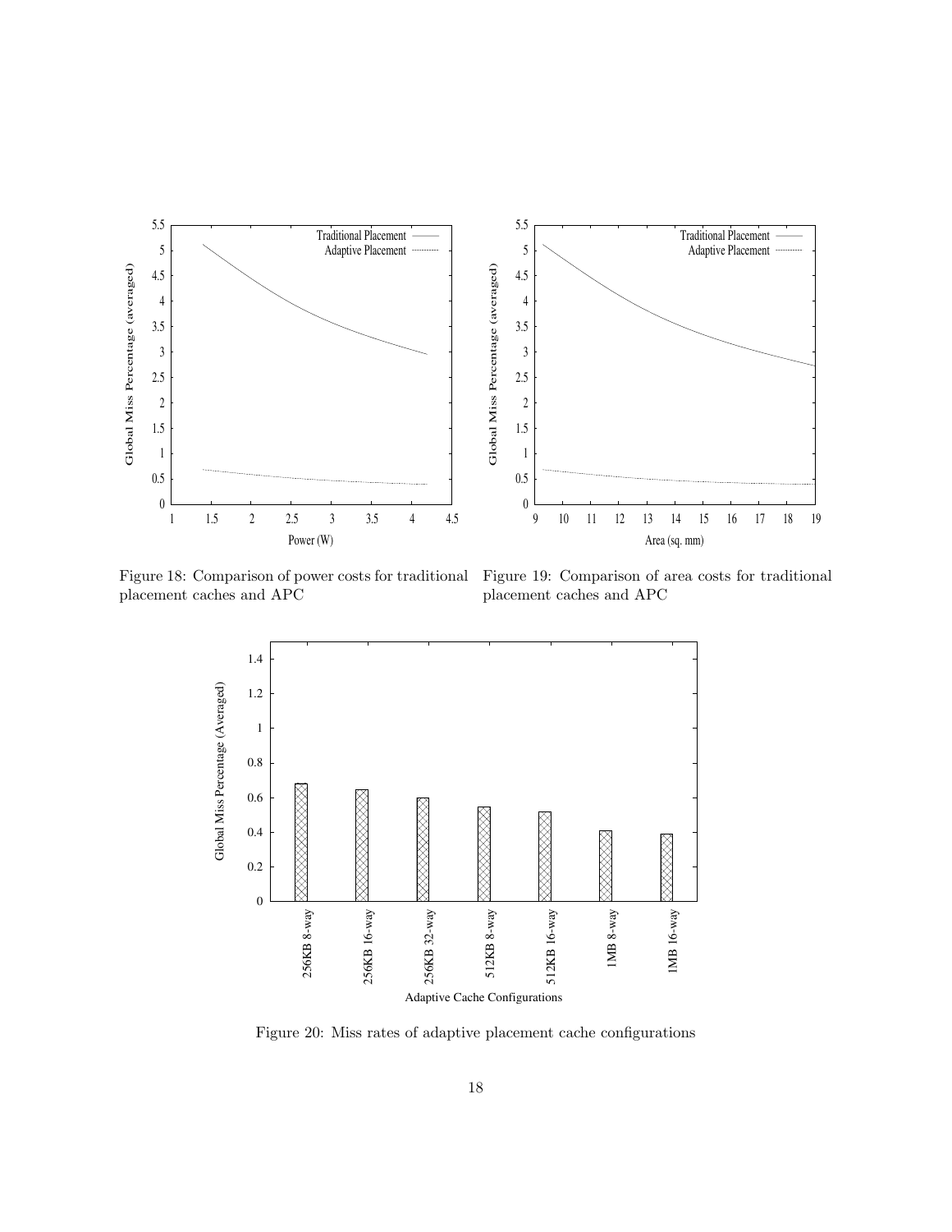Figure 18: Comparison of power costs for traditional placement caches and APC

Figure 19: Comparison of area costs for traditional placement caches and APC

Figure 20: Miss rates of adaptive placement cache configurations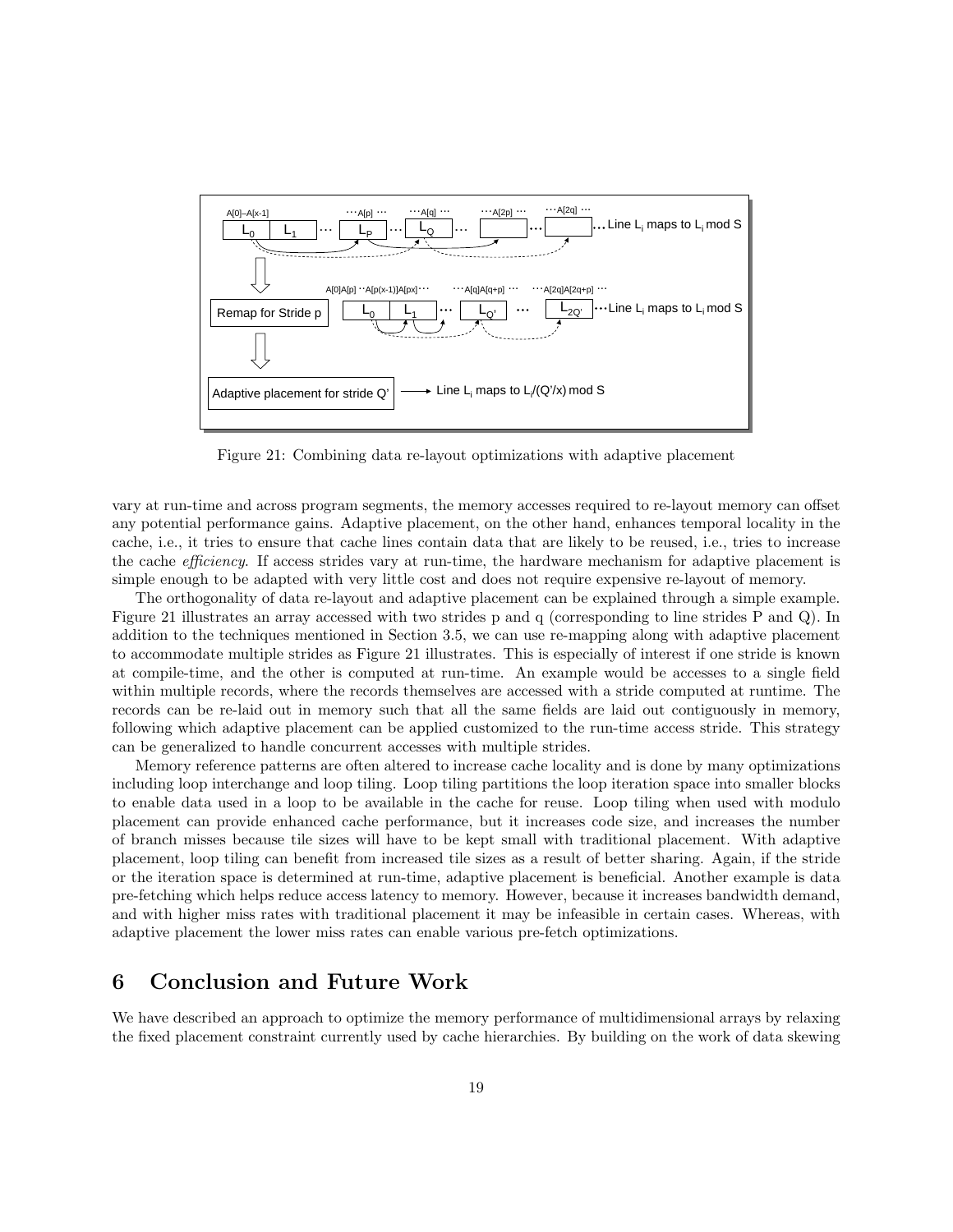Figure 21: Combining data re-layout optimizations with adaptive placement

vary at run-time and across program segments, the memory accesses required to re-layout memory can offset any potential performance gains. Adaptive placement, on the other hand, enhances temporal locality in the cache, i.e., it tries to ensure that cache lines contain data that are likely to be reused, i.e., tries to increase the cache *efficiency*. If access strides vary at run-time, the hardware mechanism for adaptive placement is simple enough to be adapted with very little cost and does not require expensive re-layout of memory.

The orthogonality of data re-layout and adaptive placement can be explained through a simple example. Figure 21 illustrates an array accessed with two strides p and q (corresponding to line strides P and Q). In addition to the techniques mentioned in Section 3.5, we can use re-mapping along with adaptive placement to accommodate multiple strides as Figure 21 illustrates. This is especially of interest if one stride is known at compile-time, and the other is computed at run-time. An example would be accesses to a single field within multiple records, where the records themselves are accessed with a stride computed at runtime. The records can be re-laid out in memory such that all the same fields are laid out contiguously in memory, following which adaptive placement can be applied customized to the run-time access stride. This strategy can be generalized to handle concurrent accesses with multiple strides.

Memory reference patterns are often altered to increase cache locality and is done by many optimizations including loop interchange and loop tiling. Loop tiling partitions the loop iteration space into smaller blocks to enable data used in a loop to be available in the cache for reuse. Loop tiling when used with modulo placement can provide enhanced cache performance, but it increases code size, and increases the number of branch misses because tile sizes will have to be kept small with traditional placement. With adaptive placement, loop tiling can benefit from increased tile sizes as a result of better sharing. Again, if the stride or the iteration space is determined at run-time, adaptive placement is beneficial. Another example is data pre-fetching which helps reduce access latency to memory. However, because it increases bandwidth demand, and with higher miss rates with traditional placement it may be infeasible in certain cases. Whereas, with adaptive placement the lower miss rates can enable various pre-fetch optimizations.

# 6 Conclusion and Future Work

We have described an approach to optimize the memory performance of multidimensional arrays by relaxing the fixed placement constraint currently used by cache hierarchies. By building on the work of data skewing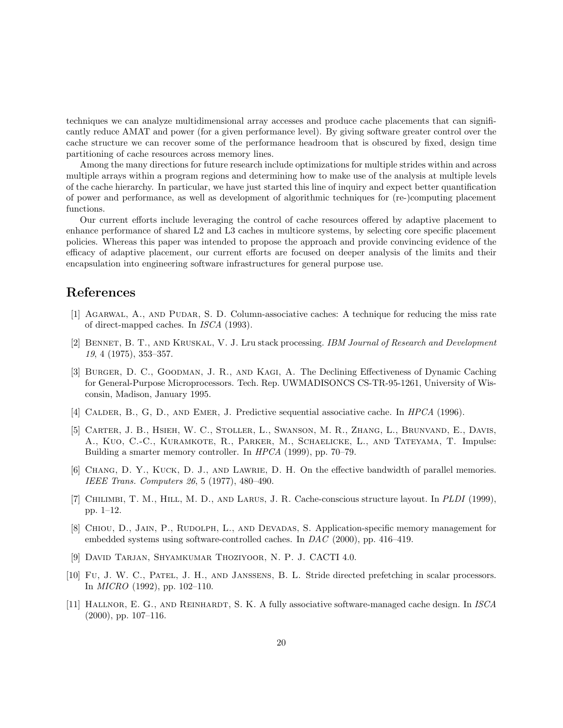techniques we can analyze multidimensional array accesses and produce cache placements that can significantly reduce AMAT and power (for a given performance level). By giving software greater control over the cache structure we can recover some of the performance headroom that is obscured by fixed, design time partitioning of cache resources across memory lines.

Among the many directions for future research include optimizations for multiple strides within and across multiple arrays within a program regions and determining how to make use of the analysis at multiple levels of the cache hierarchy. In particular, we have just started this line of inquiry and expect better quantification of power and performance, as well as development of algorithmic techniques for (re-)computing placement functions.

Our current efforts include leveraging the control of cache resources offered by adaptive placement to enhance performance of shared L2 and L3 caches in multicore systems, by selecting core specific placement policies. Whereas this paper was intended to propose the approach and provide convincing evidence of the efficacy of adaptive placement, our current efforts are focused on deeper analysis of the limits and their encapsulation into engineering software infrastructures for general purpose use.

# References

[1] Agarwal, A., and Pudar, S. D. Column-associative caches: A technique for reducing the miss rate of direct-mapped caches. In *ISCA* (1993).

[2] Bennet, B. T., and Kruskal, V. J. Lru stack processing. *IBM Journal of Research and Development 19*, 4 (1975), 353–357.

[3] Burger, D. C., Goodman, J. R., and Kagi, A. The Declining Effectiveness of Dynamic Caching for General-Purpose Microprocessors. Tech. Rep. UWMADISONCS CS-TR-95-1261, University of Wisconsin, Madison, January 1995.

[4] Calder, B., G, D., and Emer, J. Predictive sequential associative cache. In *HPCA* (1996).

[5] Carter, J. B., Hsieh, W. C., Stoller, L., Swanson, M. R., Zhang, L., Brunvand, E., Davis, A., Kuo, C.-C., Kuramkote, R., Parker, M., Schaelicke, L., and Tateyama, T. Impulse: Building a smarter memory controller. In *HPCA* (1999), pp. 70–79.

[6] Chang, D. Y., Kuck, D. J., and Lawrie, D. H. On the effective bandwidth of parallel memories. *IEEE Trans. Computers 26*, 5 (1977), 480–490.

[7] Chilimbi, T. M., Hill, M. D., and Larus, J. R. Cache-conscious structure layout. In *PLDI* (1999), pp. 1–12.

[8] Chiou, D., Jain, P., Rudolph, L., and Devadas, S. Application-specific memory management for embedded systems using software-controlled caches. In *DAC* (2000), pp. 416–419.

[9] David Tarjan, Shyamkumar Thoziyoor, N. P. J. CACTI 4.0.

[10] Fu, J. W. C., Patel, J. H., and Janssens, B. L. Stride directed prefetching in scalar processors. In *MICRO* (1992), pp. 102–110.

[11] Hallnor, E. G., and Reinhardt, S. K. A fully associative software-managed cache design. In *ISCA* (2000), pp. 107–116.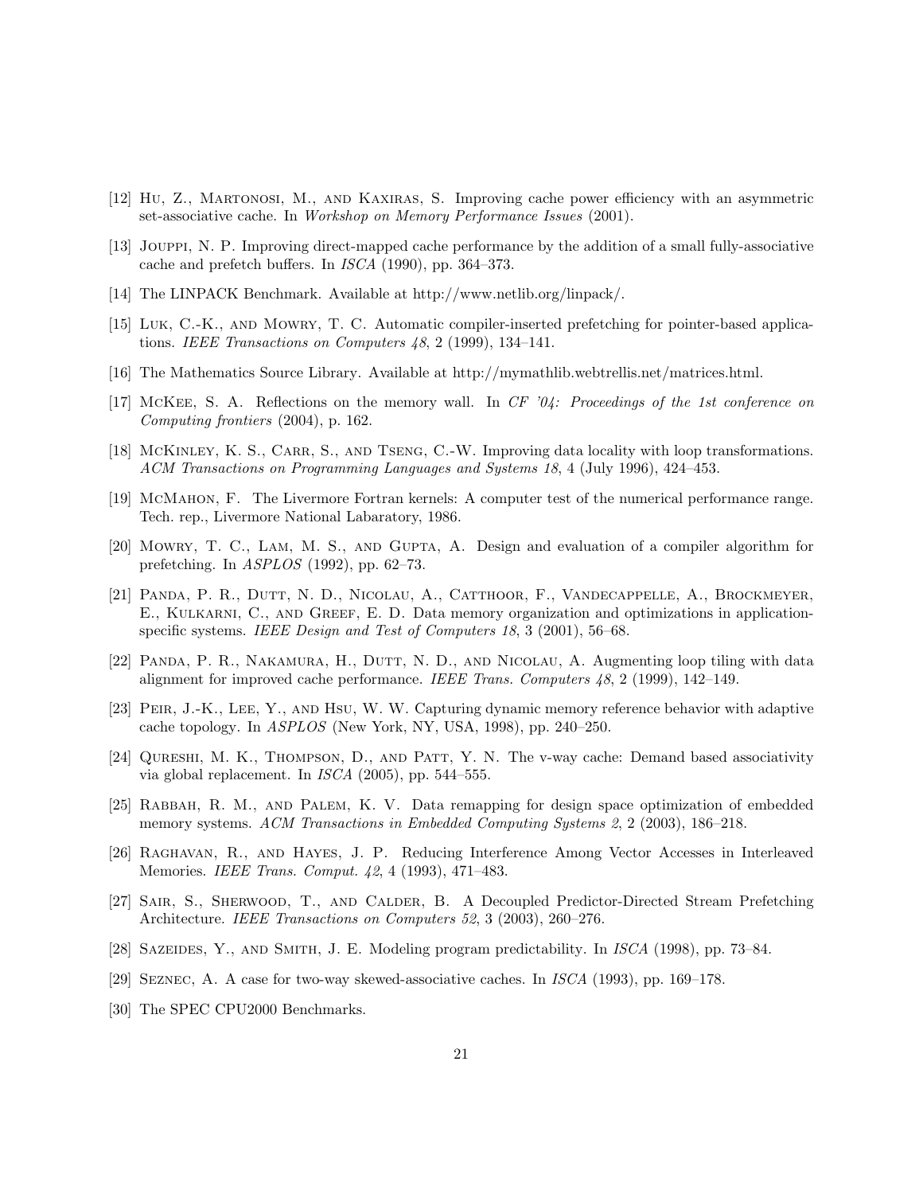[12] Hu, Z., Martonosi, M., and Kaxiras, S. Improving cache power efficiency with an asymmetric set-associative cache. In *Workshop on Memory Performance Issues* (2001).

[13] Jouppi, N. P. Improving direct-mapped cache performance by the addition of a small fully-associative cache and prefetch buffers. In *ISCA* (1990), pp. 364–373.

[14] The LINPACK Benchmark. Available at http://www.netlib.org/linpack/.

[15] Luk, C.-K., and Mowry, T. C. Automatic compiler-inserted prefetching for pointer-based applications. *IEEE Transactions on Computers 48*, 2 (1999), 134–141.

[16] The Mathematics Source Library. Available at http://mymathlib.webtrellis.net/matrices.html.

[17] McKee, S. A. Reflections on the memory wall. In *CF '04: Proceedings of the 1st conference on Computing frontiers* (2004), p. 162.

[18] McKinley, K. S., Carr, S., and Tseng, C.-W. Improving data locality with loop transformations. *ACM Transactions on Programming Languages and Systems 18*, 4 (July 1996), 424–453.

[19] McMahon, F. The Livermore Fortran kernels: A computer test of the numerical performance range. Tech. rep., Livermore National Labaratory, 1986.

[20] Mowry, T. C., Lam, M. S., and Gupta, A. Design and evaluation of a compiler algorithm for prefetching. In *ASPLOS* (1992), pp. 62–73.

[21] Panda, P. R., Dutt, N. D., Nicolau, A., Catthoor, F., Vandecappelle, A., Brockmeyer, E., Kulkarni, C., and Greef, E. D. Data memory organization and optimizations in application-specific systems. *IEEE Design and Test of Computers 18*, 3 (2001), 56–68.

[22] Panda, P. R., Nakamura, H., Dutt, N. D., and Nicolau, A. Augmenting loop tiling with data alignment for improved cache performance. *IEEE Trans. Computers 48*, 2 (1999), 142–149.

[23] Peir, J.-K., Lee, Y., and Hsu, W. W. Capturing dynamic memory reference behavior with adaptive cache topology. In *ASPLOS* (New York, NY, USA, 1998), pp. 240–250.

[24] Qureshi, M. K., Thompson, D., and Patt, Y. N. The v-way cache: Demand based associativity via global replacement. In *ISCA* (2005), pp. 544–555.

[25] Rabbah, R. M., and Palem, K. V. Data remapping for design space optimization of embedded memory systems. *ACM Transactions in Embedded Computing Systems 2*, 2 (2003), 186–218.

[26] Raghavan, R., and Hayes, J. P. Reducing Interference Among Vector Accesses in Interleaved Memories. *IEEE Trans. Comput. 42*, 4 (1993), 471–483.

[27] Sair, S., Sherwood, T., and Calder, B. A Decoupled Predictor-Directed Stream Prefetching Architecture. *IEEE Transactions on Computers 52*, 3 (2003), 260–276.

[28] Sazeides, Y., and Smith, J. E. Modeling program predictability. In *ISCA* (1998), pp. 73–84.

[29] Seznec, A. A case for two-way skewed-associative caches. In *ISCA* (1993), pp. 169–178.

[30] The SPEC CPU2000 Benchmarks.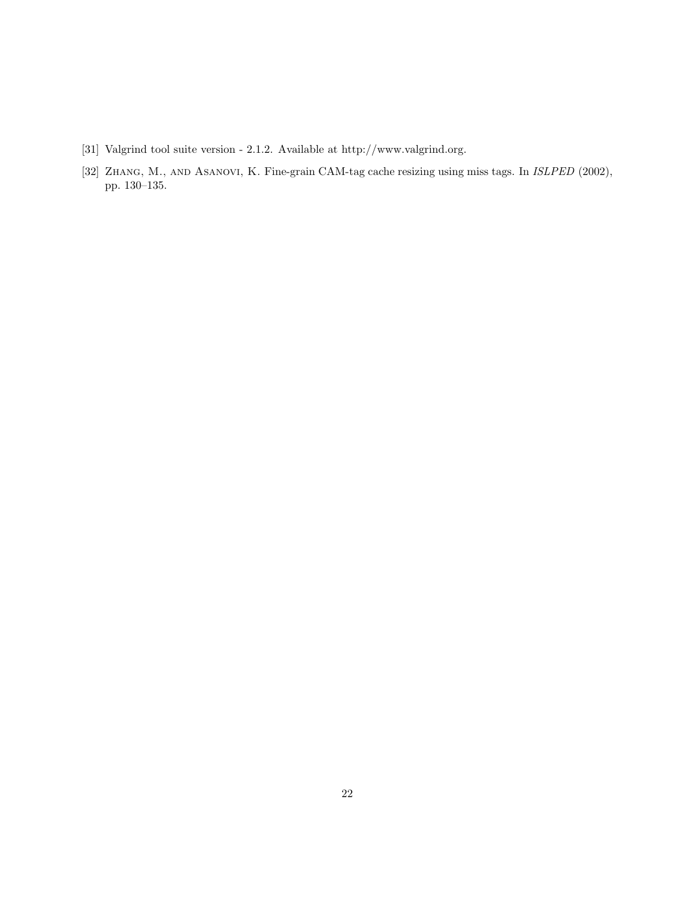[31] Valgrind tool suite version - 2.1.2. Available at http://www.valgrind.org.

[32] Zhang, M., and Asanovi, K. Fine-grain CAM-tag cache resizing using miss tags. In *ISLPED* (2002), pp. 130–135.